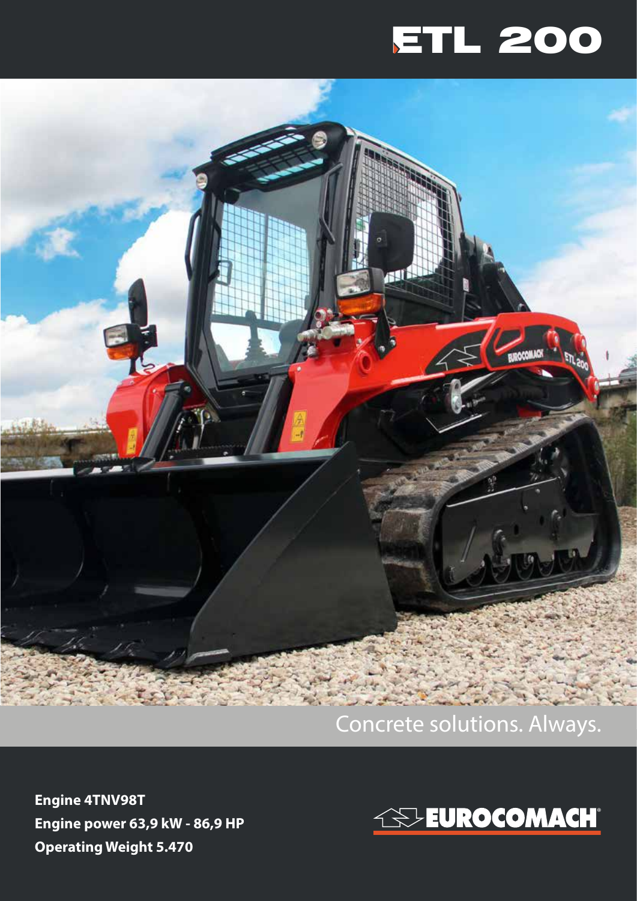# ETL 200

Concrete solutions. Always.

**Engine 4TNV98T**
**Engine power 63,9 kW - 86,9 HP**
**Operating Weight 5.470**

EUROCOMACH®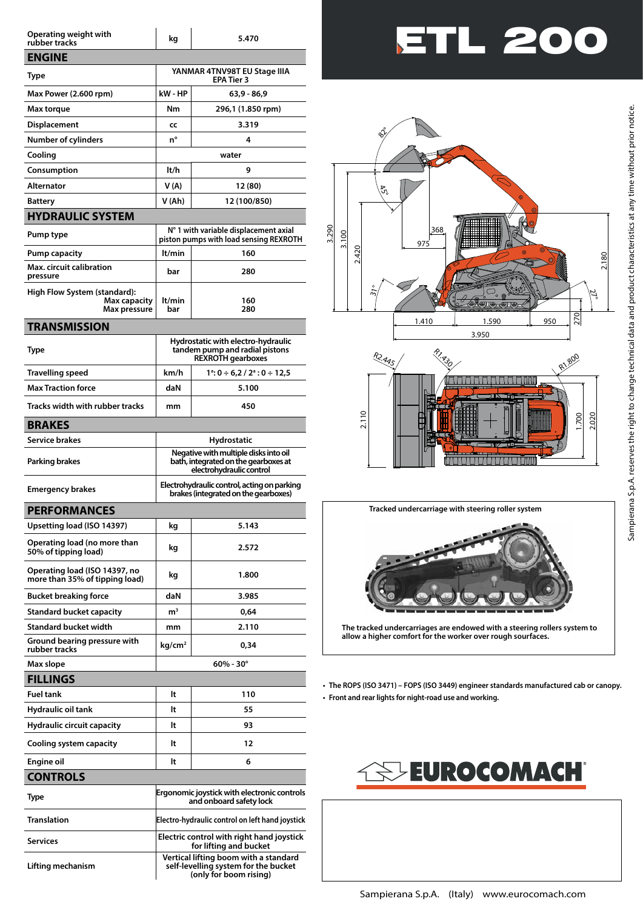# ETL 200

| | | |
|---|---|---|
| Operating weight with rubber tracks | kg | 5.470 |
| **ENGINE** | | |
| Type | | YANMAR 4TNV98T EU Stage IIIA EPA Tier 3 |
| Max Power (2.600 rpm) | kW - HP | 63,9 - 86,9 |
| Max torque | Nm | 296,1 (1.850 rpm) |
| Displacement | cc | 3.319 |
| Number of cylinders | n° | 4 |
| Cooling | | water |
| Consumption | lt/h | 9 |
| Alternator | V (A) | 12 (80) |
| Battery | V (Ah) | 12 (100/850) |
| **HYDRAULIC SYSTEM** | | |
| Pump type | | N° 1 with variable displacement axial piston pumps with load sensing REXROTH |
| Pump capacity | lt/min | 160 |
| Max. circuit calibration pressure | bar | 280 |
| High Flow System (standard): Max capacity / Max pressure | lt/min / bar | 160 / 280 |
| **TRANSMISSION** | | |
| Type | | Hydrostatic with electro-hydraulic tandem pump and radial pistons REXROTH gearboxes |
| Travelling speed | km/h | 1ª: 0 ÷ 6,2 / 2ª : 0 ÷ 12,5 |
| Max Traction force | daN | 5.100 |
| Tracks width with rubber tracks | mm | 450 |
| **BRAKES** | | |
| Service brakes | | Hydrostatic |
| Parking brakes | | Negative with multiple disks into oil bath, integrated on the gearboxes at electrohydraulic control |
| Emergency brakes | | Electrohydraulic control, acting on parking brakes (integrated on the gearboxes) |
| **PERFORMANCES** | | |
| Upsetting load (ISO 14397) | kg | 5.143 |
| Operating load (no more than 50% of tipping load) | kg | 2.572 |
| Operating load (ISO 14397, no more than 35% of tipping load) | kg | 1.800 |
| Bucket breaking force | daN | 3.985 |
| Standard bucket capacity | m³ | 0,64 |
| Standard bucket width | mm | 2.110 |
| Ground bearing pressure with rubber tracks | kg/cm² | 0,34 |
| Max slope | | 60% - 30° |
| **FILLINGS** | | |
| Fuel tank | lt | 110 |
| Hydraulic oil tank | lt | 55 |
| Hydraulic circuit capacity | lt | 93 |
| Cooling system capacity | lt | 12 |
| Engine oil | lt | 6 |
| **CONTROLS** | | |
| Type | | Ergonomic joystick with electronic controls and onboard safety lock |
| Translation | | Electro-hydraulic control on left hand joystick |
| Services | | Electric control with right hand joystick for lifting and bucket |
| Lifting mechanism | | Vertical lifting boom with a standard self-levelling system for the bucket (only for boom rising) |

82° 45° 31° 27°
3.290 3.100 2.420 2.180 368 975 270
1.410 1.590 950
3.950
R2.445 R1.430 R1.800
2.110 1.700 2.020

**Tracked undercarriage with steering roller system**

The tracked undercarriages are endowed with a steering rollers system to allow a higher comfort for the worker over rough sourfaces.

- The ROPS (ISO 3471) – FOPS (ISO 3449) engineer standards manufactured cab or canopy.
- Front and rear lights for night-road use and working.

EUROCOMACH®

Sampierana S.p.A. reserves the right to change technical data and product characteristics at any time without prior notice.

Sampierana S.p.A. (Italy) www.eurocomach.com